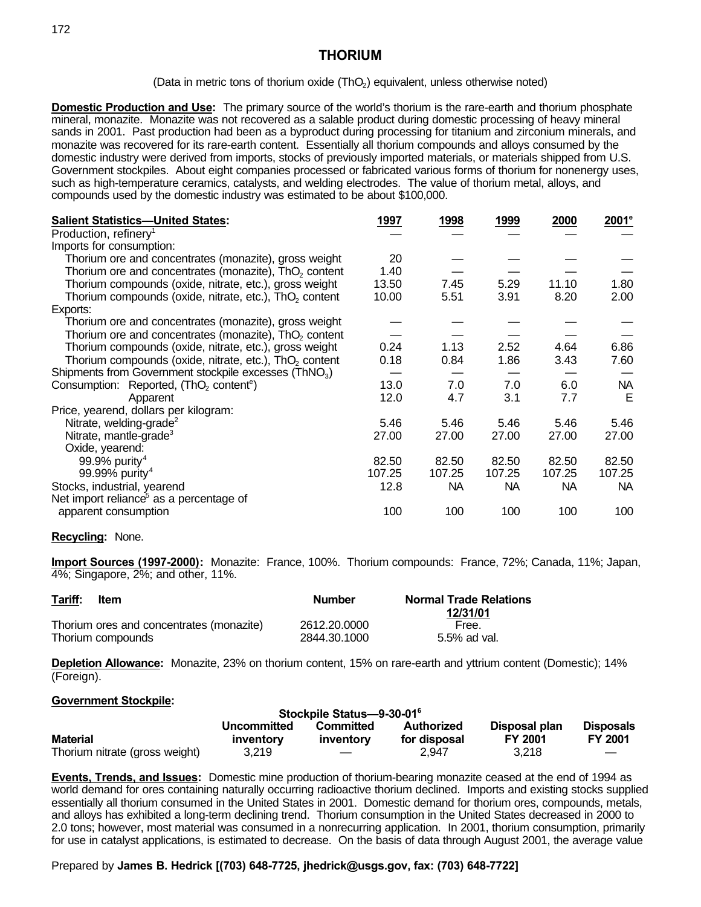# THORIUM

(Data in metric tons of thorium oxide ($ThO_2$) equivalent, unless otherwise noted)

**Domestic Production and Use:** The primary source of the world's thorium is the rare-earth and thorium phosphate mineral, monazite. Monazite was not recovered as a salable product during domestic processing of heavy mineral sands in 2001. Past production had been as a byproduct during processing for titanium and zirconium minerals, and monazite was recovered for its rare-earth content. Essentially all thorium compounds and alloys consumed by the domestic industry were derived from imports, stocks of previously imported materials, or materials shipped from U.S. Government stockpiles. About eight companies processed or fabricated various forms of thorium for nonenergy uses, such as high-temperature ceramics, catalysts, and welding electrodes. The value of thorium metal, alloys, and compounds used by the domestic industry was estimated to be about $100,000.

| Salient Statistics—United States: | 1997 | 1998 | 1999 | 2000 | 2001[e] |
|---|---|---|---|---|---|
| Production, refinery[1] | — | — | — | — | — |
| Imports for consumption: | | | | | |
| Thorium ore and concentrates (monazite), gross weight | 20 | — | — | — | — |
| Thorium ore and concentrates (monazite), $ThO_2$ content | 1.40 | — | — | — | — |
| Thorium compounds (oxide, nitrate, etc.), gross weight | 13.50 | 7.45 | 5.29 | 11.10 | 1.80 |
| Thorium compounds (oxide, nitrate, etc.), $ThO_2$ content | 10.00 | 5.51 | 3.91 | 8.20 | 2.00 |
| Exports: | | | | | |
| Thorium ore and concentrates (monazite), gross weight | — | — | — | — | — |
| Thorium ore and concentrates (monazite), $ThO_2$ content | — | — | — | — | — |
| Thorium compounds (oxide, nitrate, etc.), gross weight | 0.24 | 1.13 | 2.52 | 4.64 | 6.86 |
| Thorium compounds (oxide, nitrate, etc.), $ThO_2$ content | 0.18 | 0.84 | 1.86 | 3.43 | 7.60 |
| Shipments from Government stockpile excesses ($ThNO_3$) | — | — | — | — | — |
| Consumption: Reported, ($ThO_2$ content[e]) | 13.0 | 7.0 | 7.0 | 6.0 | NA |
| Apparent | 12.0 | 4.7 | 3.1 | 7.7 | E |
| Price, yearend, dollars per kilogram: | | | | | |
| Nitrate, welding-grade[2] | 5.46 | 5.46 | 5.46 | 5.46 | 5.46 |
| Nitrate, mantle-grade[3] | 27.00 | 27.00 | 27.00 | 27.00 | 27.00 |
| Oxide, yearend: | | | | | |
| 99.9% purity[4] | 82.50 | 82.50 | 82.50 | 82.50 | 82.50 |
| 99.99% purity[4] | 107.25 | 107.25 | 107.25 | 107.25 | 107.25 |
| Stocks, industrial, yearend | 12.8 | NA | NA | NA | NA |
| Net import reliance[5] as a percentage of apparent consumption | 100 | 100 | 100 | 100 | 100 |

**Recycling:** None.

**Import Sources (1997-2000):** Monazite: France, 100%. Thorium compounds: France, 72%; Canada, 11%; Japan, 4%; Singapore, 2%; and other, 11%.

| Tariff: Item | Number | Normal Trade Relations 12/31/01 |
|---|---|---|
| Thorium ores and concentrates (monazite) | 2612.20.0000 | Free. |
| Thorium compounds | 2844.30.1000 | 5.5% ad val. |

**Depletion Allowance:** Monazite, 23% on thorium content, 15% on rare-earth and yttrium content (Domestic); 14% (Foreign).

**Government Stockpile:**

Stockpile Status—9-30-01[6]

| Material | Uncommitted inventory | Committed inventory | Authorized for disposal | Disposal plan FY 2001 | Disposals FY 2001 |
|---|---|---|---|---|---|
| Thorium nitrate (gross weight) | 3,219 | — | 2,947 | 3,218 | — |

**Events, Trends, and Issues:** Domestic mine production of thorium-bearing monazite ceased at the end of 1994 as world demand for ores containing naturally occurring radioactive thorium declined. Imports and existing stocks supplied essentially all thorium consumed in the United States in 2001. Domestic demand for thorium ores, compounds, metals, and alloys has exhibited a long-term declining trend. Thorium consumption in the United States decreased in 2000 to 2.0 tons; however, most material was consumed in a nonrecurring application. In 2001, thorium consumption, primarily for use in catalyst applications, is estimated to decrease. On the basis of data through August 2001, the average value

Prepared by **James B. Hedrick [(703) 648-7725, jhedrick@usgs.gov, fax: (703) 648-7722]**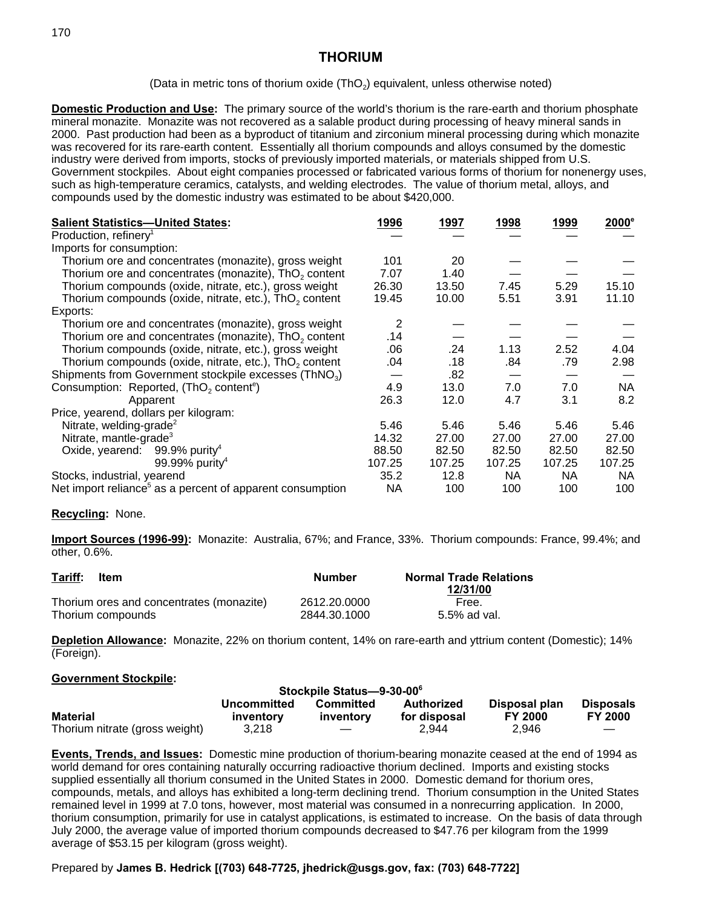# THORIUM

(Data in metric tons of thorium oxide ($ThO_2$) equivalent, unless otherwise noted)

**Domestic Production and Use:** The primary source of the world's thorium is the rare-earth and thorium phosphate mineral monazite. Monazite was not recovered as a salable product during processing of heavy mineral sands in 2000. Past production had been as a byproduct of titanium and zirconium mineral processing during which monazite was recovered for its rare-earth content. Essentially all thorium compounds and alloys consumed by the domestic industry were derived from imports, stocks of previously imported materials, or materials shipped from U.S. Government stockpiles. About eight companies processed or fabricated various forms of thorium for nonenergy uses, such as high-temperature ceramics, catalysts, and welding electrodes. The value of thorium metal, alloys, and compounds used by the domestic industry was estimated to be about $420,000.

| Salient Statistics—United States: | 1996 | 1997 | 1998 | 1999 | 2000[e] |
|---|---|---|---|---|---|
| Production, refinery[1] | — | — | — | — | — |
| Imports for consumption: | | | | | |
| Thorium ore and concentrates (monazite), gross weight | 101 | 20 | — | — | — |
| Thorium ore and concentrates (monazite), $ThO_2$ content | 7.07 | 1.40 | — | — | — |
| Thorium compounds (oxide, nitrate, etc.), gross weight | 26.30 | 13.50 | 7.45 | 5.29 | 15.10 |
| Thorium compounds (oxide, nitrate, etc.), $ThO_2$ content | 19.45 | 10.00 | 5.51 | 3.91 | 11.10 |
| Exports: | | | | | |
| Thorium ore and concentrates (monazite), gross weight | 2 | — | — | — | — |
| Thorium ore and concentrates (monazite), $ThO_2$ content | .14 | — | — | — | — |
| Thorium compounds (oxide, nitrate, etc.), gross weight | .06 | .24 | 1.13 | 2.52 | 4.04 |
| Thorium compounds (oxide, nitrate, etc.), $ThO_2$ content | .04 | .18 | .84 | .79 | 2.98 |
| Shipments from Government stockpile excesses ($ThNO_3$) | — | .82 | — | — | — |
| Consumption: Reported, ($ThO_2$ content[e]) | 4.9 | 13.0 | 7.0 | 7.0 | NA |
| Apparent | 26.3 | 12.0 | 4.7 | 3.1 | 8.2 |
| Price, yearend, dollars per kilogram: | | | | | |
| Nitrate, welding-grade[2] | 5.46 | 5.46 | 5.46 | 5.46 | 5.46 |
| Nitrate, mantle-grade[3] | 14.32 | 27.00 | 27.00 | 27.00 | 27.00 |
| Oxide, yearend: 99.9% purity[4] | 88.50 | 82.50 | 82.50 | 82.50 | 82.50 |
| 99.99% purity[4] | 107.25 | 107.25 | 107.25 | 107.25 | 107.25 |
| Stocks, industrial, yearend | 35.2 | 12.8 | NA | NA | NA |
| Net import reliance[5] as a percent of apparent consumption | NA | 100 | 100 | 100 | 100 |

**Recycling:** None.

**Import Sources (1996-99):** Monazite: Australia, 67%; and France, 33%. Thorium compounds: France, 99.4%; and other, 0.6%.

| Tariff: Item | Number | Normal Trade Relations 12/31/00 |
|---|---|---|
| Thorium ores and concentrates (monazite) | 2612.20.0000 | Free. |
| Thorium compounds | 2844.30.1000 | 5.5% ad val. |

**Depletion Allowance:** Monazite, 22% on thorium content, 14% on rare-earth and yttrium content (Domestic); 14% (Foreign).

**Government Stockpile:**

Stockpile Status—9-30-00[6]

| Material | Uncommitted inventory | Committed inventory | Authorized for disposal | Disposal plan FY 2000 | Disposals FY 2000 |
|---|---|---|---|---|---|
| Thorium nitrate (gross weight) | 3,218 | — | 2,944 | 2,946 | — |

**Events, Trends, and Issues:** Domestic mine production of thorium-bearing monazite ceased at the end of 1994 as world demand for ores containing naturally occurring radioactive thorium declined. Imports and existing stocks supplied essentially all thorium consumed in the United States in 2000. Domestic demand for thorium ores, compounds, metals, and alloys has exhibited a long-term declining trend. Thorium consumption in the United States remained level in 1999 at 7.0 tons, however, most material was consumed in a nonrecurring application. In 2000, thorium consumption, primarily for use in catalyst applications, is estimated to increase. On the basis of data through July 2000, the average value of imported thorium compounds decreased to $47.76 per kilogram from the 1999 average of $53.15 per kilogram (gross weight).

Prepared by **James B. Hedrick [(703) 648-7725, jhedrick@usgs.gov, fax: (703) 648-7722]**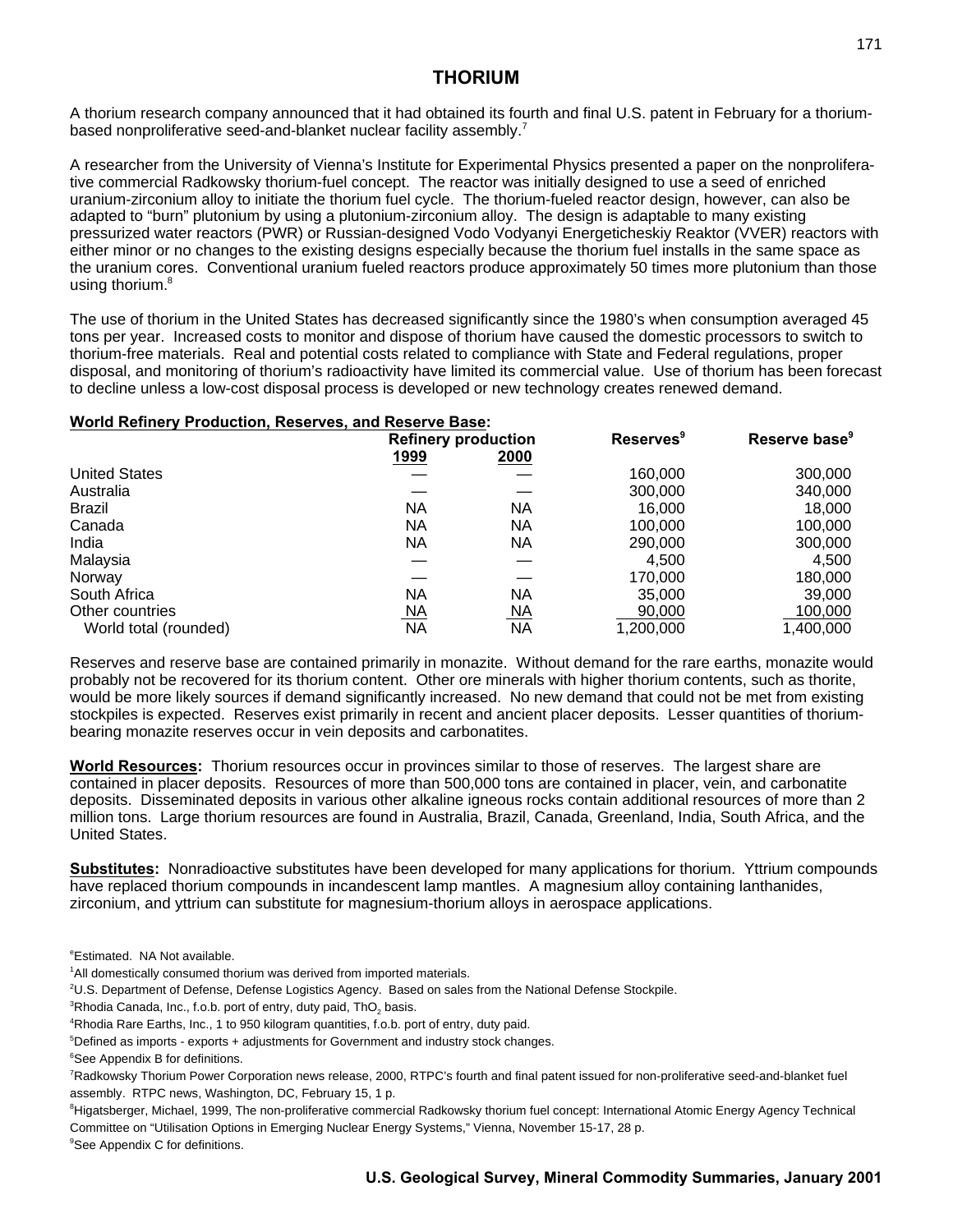# THORIUM

A thorium research company announced that it had obtained its fourth and final U.S. patent in February for a thorium-based nonproliferative seed-and-blanket nuclear facility assembly.[7]

A researcher from the University of Vienna's Institute for Experimental Physics presented a paper on the nonproliferative commercial Radkowsky thorium-fuel concept. The reactor was initially designed to use a seed of enriched uranium-zirconium alloy to initiate the thorium fuel cycle. The thorium-fueled reactor design, however, can also be adapted to "burn" plutonium by using a plutonium-zirconium alloy. The design is adaptable to many existing pressurized water reactors (PWR) or Russian-designed Vodo Vodyanyi Energeticheskiy Reaktor (VVER) reactors with either minor or no changes to the existing designs especially because the thorium fuel installs in the same space as the uranium cores. Conventional uranium fueled reactors produce approximately 50 times more plutonium than those using thorium.[8]

The use of thorium in the United States has decreased significantly since the 1980's when consumption averaged 45 tons per year. Increased costs to monitor and dispose of thorium have caused the domestic processors to switch to thorium-free materials. Real and potential costs related to compliance with State and Federal regulations, proper disposal, and monitoring of thorium's radioactivity have limited its commercial value. Use of thorium has been forecast to decline unless a low-cost disposal process is developed or new technology creates renewed demand.

**World Refinery Production, Reserves, and Reserve Base:**

| | Refinery production | | Reserves[9] | Reserve base[9] |
|---|---|---|---|---|
| | 1999 | 2000 | | |
| United States | — | — | 160,000 | 300,000 |
| Australia | — | — | 300,000 | 340,000 |
| Brazil | NA | NA | 16,000 | 18,000 |
| Canada | NA | NA | 100,000 | 100,000 |
| India | NA | NA | 290,000 | 300,000 |
| Malaysia | — | — | 4,500 | 4,500 |
| Norway | — | — | 170,000 | 180,000 |
| South Africa | NA | NA | 35,000 | 39,000 |
| Other countries | NA | NA | 90,000 | 100,000 |
| World total (rounded) | NA | NA | 1,200,000 | 1,400,000 |

Reserves and reserve base are contained primarily in monazite. Without demand for the rare earths, monazite would probably not be recovered for its thorium content. Other ore minerals with higher thorium contents, such as thorite, would be more likely sources if demand significantly increased. No new demand that could not be met from existing stockpiles is expected. Reserves exist primarily in recent and ancient placer deposits. Lesser quantities of thorium-bearing monazite reserves occur in vein deposits and carbonatites.

**World Resources:** Thorium resources occur in provinces similar to those of reserves. The largest share are contained in placer deposits. Resources of more than 500,000 tons are contained in placer, vein, and carbonatite deposits. Disseminated deposits in various other alkaline igneous rocks contain additional resources of more than 2 million tons. Large thorium resources are found in Australia, Brazil, Canada, Greenland, India, South Africa, and the United States.

**Substitutes:** Nonradioactive substitutes have been developed for many applications for thorium. Yttrium compounds have replaced thorium compounds in incandescent lamp mantles. A magnesium alloy containing lanthanides, zirconium, and yttrium can substitute for magnesium-thorium alloys in aerospace applications.

[e]Estimated. NA Not available.

[1]All domestically consumed thorium was derived from imported materials.

[2]U.S. Department of Defense, Defense Logistics Agency. Based on sales from the National Defense Stockpile.

[3]Rhodia Canada, Inc., f.o.b. port of entry, duty paid, $ThO_2$ basis.

[4]Rhodia Rare Earths, Inc., 1 to 950 kilogram quantities, f.o.b. port of entry, duty paid.

[5]Defined as imports - exports + adjustments for Government and industry stock changes.

[6]See Appendix B for definitions.

[7]Radkowsky Thorium Power Corporation news release, 2000, RTPC's fourth and final patent issued for non-proliferative seed-and-blanket fuel assembly. RTPC news, Washington, DC, February 15, 1 p.

[8]Higatsberger, Michael, 1999, The non-proliferative commercial Radkowsky thorium fuel concept: International Atomic Energy Agency Technical Committee on "Utilisation Options in Emerging Nuclear Energy Systems," Vienna, November 15-17, 28 p.

[9]See Appendix C for definitions.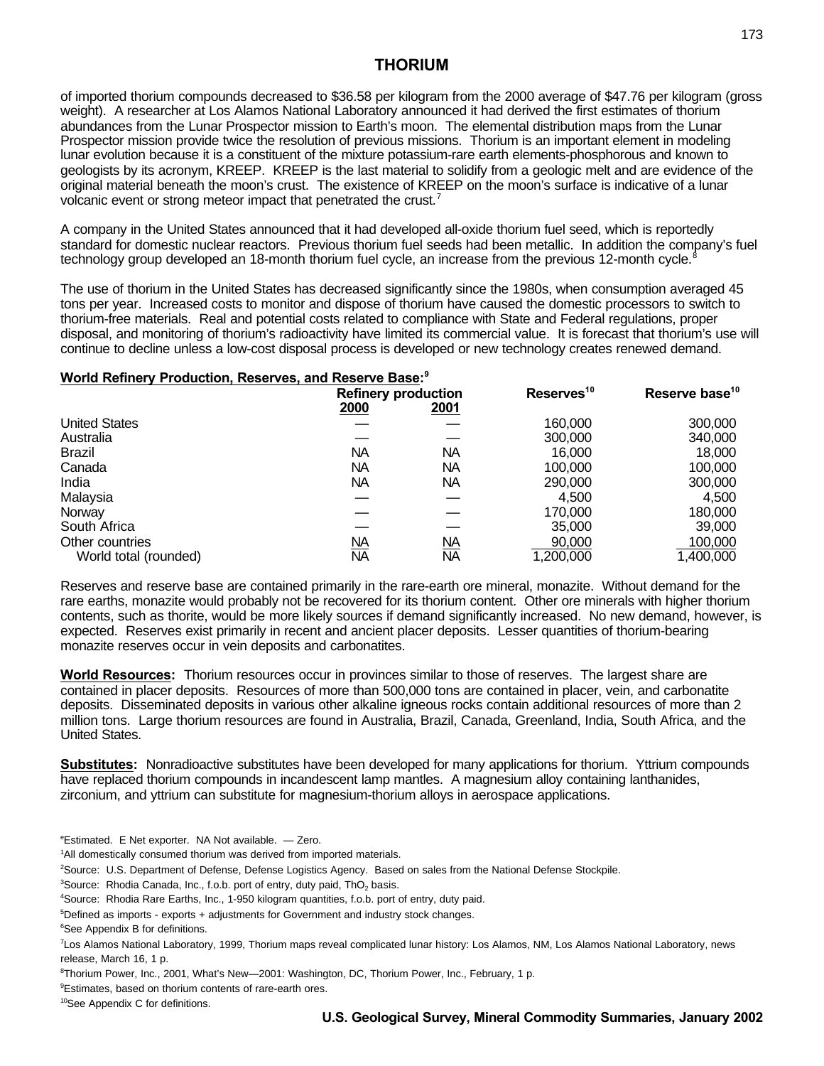# THORIUM

of imported thorium compounds decreased to \$36.58 per kilogram from the 2000 average of \$47.76 per kilogram (gross weight). A researcher at Los Alamos National Laboratory announced it had derived the first estimates of thorium abundances from the Lunar Prospector mission to Earth's moon. The elemental distribution maps from the Lunar Prospector mission provide twice the resolution of previous missions. Thorium is an important element in modeling lunar evolution because it is a constituent of the mixture potassium-rare earth elements-phosphorous and known to geologists by its acronym, KREEP. KREEP is the last material to solidify from a geologic melt and are evidence of the original material beneath the moon's crust. The existence of KREEP on the moon's surface is indicative of a lunar volcanic event or strong meteor impact that penetrated the crust.[7]

A company in the United States announced that it had developed all-oxide thorium fuel seed, which is reportedly standard for domestic nuclear reactors. Previous thorium fuel seeds had been metallic. In addition the company's fuel technology group developed an 18-month thorium fuel cycle, an increase from the previous 12-month cycle.[8]

The use of thorium in the United States has decreased significantly since the 1980s, when consumption averaged 45 tons per year. Increased costs to monitor and dispose of thorium have caused the domestic processors to switch to thorium-free materials. Real and potential costs related to compliance with State and Federal regulations, proper disposal, and monitoring of thorium's radioactivity have limited its commercial value. It is forecast that thorium's use will continue to decline unless a low-cost disposal process is developed or new technology creates renewed demand.

**World Refinery Production, Reserves, and Reserve Base:**[9]

| | Refinery production | | Reserves[10] | Reserve base[10] |
|---|---|---|---|---|
| | 2000 | 2001 | | |
| United States | — | — | 160,000 | 300,000 |
| Australia | — | — | 300,000 | 340,000 |
| Brazil | NA | NA | 16,000 | 18,000 |
| Canada | NA | NA | 100,000 | 100,000 |
| India | NA | NA | 290,000 | 300,000 |
| Malaysia | — | — | 4,500 | 4,500 |
| Norway | — | — | 170,000 | 180,000 |
| South Africa | — | — | 35,000 | 39,000 |
| Other countries | NA | NA | 90,000 | 100,000 |
| World total (rounded) | NA | NA | 1,200,000 | 1,400,000 |

Reserves and reserve base are contained primarily in the rare-earth ore mineral, monazite. Without demand for the rare earths, monazite would probably not be recovered for its thorium content. Other ore minerals with higher thorium contents, such as thorite, would be more likely sources if demand significantly increased. No new demand, however, is expected. Reserves exist primarily in recent and ancient placer deposits. Lesser quantities of thorium-bearing monazite reserves occur in vein deposits and carbonatites.

**World Resources:** Thorium resources occur in provinces similar to those of reserves. The largest share are contained in placer deposits. Resources of more than 500,000 tons are contained in placer, vein, and carbonatite deposits. Disseminated deposits in various other alkaline igneous rocks contain additional resources of more than 2 million tons. Large thorium resources are found in Australia, Brazil, Canada, Greenland, India, South Africa, and the United States.

**Substitutes:** Nonradioactive substitutes have been developed for many applications for thorium. Yttrium compounds have replaced thorium compounds in incandescent lamp mantles. A magnesium alloy containing lanthanides, zirconium, and yttrium can substitute for magnesium-thorium alloys in aerospace applications.

[e]Estimated. E Net exporter. NA Not available. — Zero.

[1]All domestically consumed thorium was derived from imported materials.

[2]Source: U.S. Department of Defense, Defense Logistics Agency. Based on sales from the National Defense Stockpile.

[3]Source: Rhodia Canada, Inc., f.o.b. port of entry, duty paid, $ThO_2$ basis.

[4]Source: Rhodia Rare Earths, Inc., 1-950 kilogram quantities, f.o.b. port of entry, duty paid.

[5]Defined as imports - exports + adjustments for Government and industry stock changes.

[6]See Appendix B for definitions.

[7]Los Alamos National Laboratory, 1999, Thorium maps reveal complicated lunar history: Los Alamos, NM, Los Alamos National Laboratory, news release, March 16, 1 p.

[8]Thorium Power, Inc., 2001, What's New—2001: Washington, DC, Thorium Power, Inc., February, 1 p.

[9]Estimates, based on thorium contents of rare-earth ores.

[10]See Appendix C for definitions.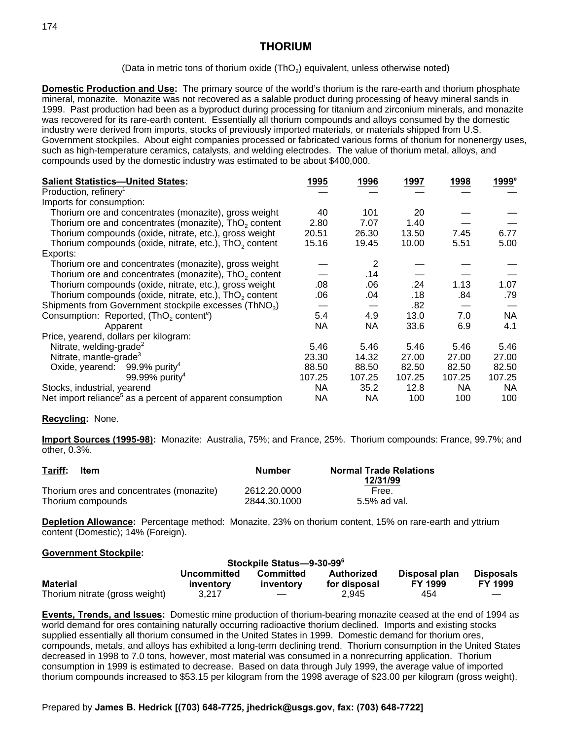# THORIUM

(Data in metric tons of thorium oxide ($ThO_2$) equivalent, unless otherwise noted)

**Domestic Production and Use:** The primary source of the world's thorium is the rare-earth and thorium phosphate mineral, monazite. Monazite was not recovered as a salable product during processing of heavy mineral sands in 1999. Past production had been as a byproduct during processing for titanium and zirconium minerals, and monazite was recovered for its rare-earth content. Essentially all thorium compounds and alloys consumed by the domestic industry were derived from imports, stocks of previously imported materials, or materials shipped from U.S. Government stockpiles. About eight companies processed or fabricated various forms of thorium for nonenergy uses, such as high-temperature ceramics, catalysts, and welding electrodes. The value of thorium metal, alloys, and compounds used by the domestic industry was estimated to be about $400,000.

| **Salient Statistics—United States:** | 1995 | 1996 | 1997 | 1998 | 1999[e] |
|---|---|---|---|---|---|
| Production, refinery[1] | — | — | — | — | — |
| Imports for consumption: | | | | | |
| Thorium ore and concentrates (monazite), gross weight | 40 | 101 | 20 | — | — |
| Thorium ore and concentrates (monazite), $ThO_2$ content | 2.80 | 7.07 | 1.40 | — | — |
| Thorium compounds (oxide, nitrate, etc.), gross weight | 20.51 | 26.30 | 13.50 | 7.45 | 6.77 |
| Thorium compounds (oxide, nitrate, etc.), $ThO_2$ content | 15.16 | 19.45 | 10.00 | 5.51 | 5.00 |
| Exports: | | | | | |
| Thorium ore and concentrates (monazite), gross weight | — | 2 | — | — | — |
| Thorium ore and concentrates (monazite), $ThO_2$ content | — | .14 | — | — | — |
| Thorium compounds (oxide, nitrate, etc.), gross weight | .08 | .06 | .24 | 1.13 | 1.07 |
| Thorium compounds (oxide, nitrate, etc.), $ThO_2$ content | .06 | .04 | .18 | .84 | .79 |
| Shipments from Government stockpile excesses ($ThNO_3$) | — | — | .82 | — | — |
| Consumption: Reported, ($ThO_2$ content[e]) | 5.4 | 4.9 | 13.0 | 7.0 | NA |
| Apparent | NA | NA | 33.6 | 6.9 | 4.1 |
| Price, yearend, dollars per kilogram: | | | | | |
| Nitrate, welding-grade[2] | 5.46 | 5.46 | 5.46 | 5.46 | 5.46 |
| Nitrate, mantle-grade[3] | 23.30 | 14.32 | 27.00 | 27.00 | 27.00 |
| Oxide, yearend: 99.9% purity[4] | 88.50 | 88.50 | 82.50 | 82.50 | 82.50 |
| 99.99% purity[4] | 107.25 | 107.25 | 107.25 | 107.25 | 107.25 |
| Stocks, industrial, yearend | NA | 35.2 | 12.8 | NA | NA |
| Net import reliance[5] as a percent of apparent consumption | NA | NA | 100 | 100 | 100 |

**Recycling:** None.

**Import Sources (1995-98):** Monazite: Australia, 75%; and France, 25%. Thorium compounds: France, 99.7%; and other, 0.3%.

| **Tariff:** Item | Number | Normal Trade Relations 12/31/99 |
|---|---|---|
| Thorium ores and concentrates (monazite) | 2612.20.0000 | Free. |
| Thorium compounds | 2844.30.1000 | 5.5% ad val. |

**Depletion Allowance:** Percentage method: Monazite, 23% on thorium content, 15% on rare-earth and yttrium content (Domestic); 14% (Foreign).

**Government Stockpile:**

Stockpile Status—9-30-99[6]

| Material | Uncommitted inventory | Committed inventory | Authorized for disposal | Disposal plan FY 1999 | Disposals FY 1999 |
|---|---|---|---|---|---|
| Thorium nitrate (gross weight) | 3,217 | — | 2,945 | 454 | — |

**Events, Trends, and Issues:** Domestic mine production of thorium-bearing monazite ceased at the end of 1994 as world demand for ores containing naturally occurring radioactive thorium declined. Imports and existing stocks supplied essentially all thorium consumed in the United States in 1999. Domestic demand for thorium ores, compounds, metals, and alloys has exhibited a long-term declining trend. Thorium consumption in the United States decreased in 1998 to 7.0 tons, however, most material was consumed in a nonrecurring application. Thorium consumption in 1999 is estimated to decrease. Based on data through July 1999, the average value of imported thorium compounds increased to $53.15 per kilogram from the 1998 average of $23.00 per kilogram (gross weight).

Prepared by **James B. Hedrick [(703) 648-7725, jhedrick@usgs.gov, fax: (703) 648-7722]**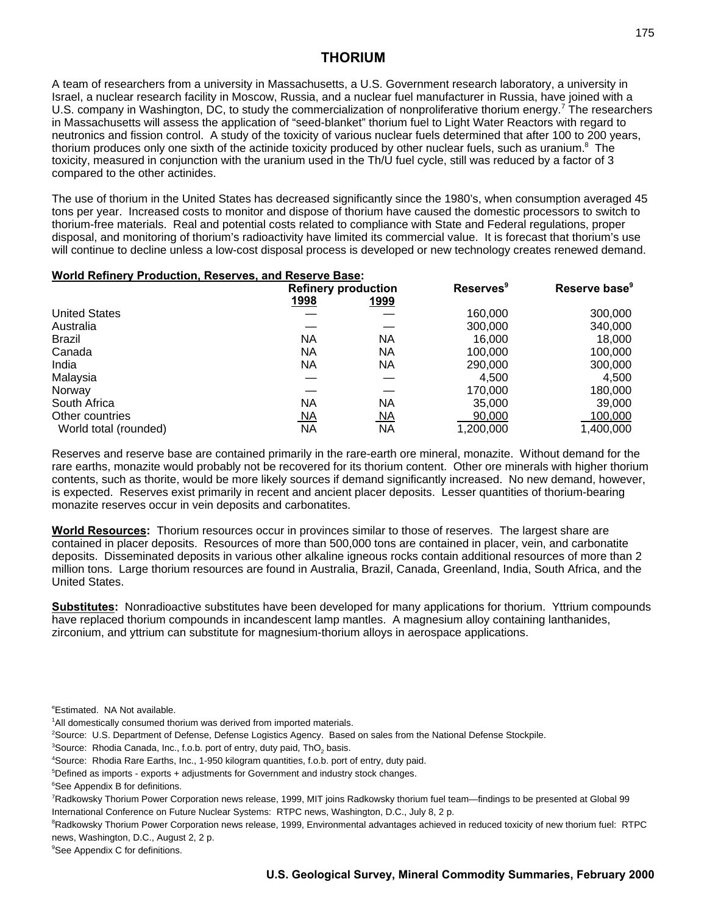## THORIUM

A team of researchers from a university in Massachusetts, a U.S. Government research laboratory, a university in Israel, a nuclear research facility in Moscow, Russia, and a nuclear fuel manufacturer in Russia, have joined with a U.S. company in Washington, DC, to study the commercialization of nonproliferative thorium energy.[7] The researchers in Massachusetts will assess the application of "seed-blanket" thorium fuel to Light Water Reactors with regard to neutronics and fission control. A study of the toxicity of various nuclear fuels determined that after 100 to 200 years, thorium produces only one sixth of the actinide toxicity produced by other nuclear fuels, such as uranium.[8] The toxicity, measured in conjunction with the uranium used in the Th/U fuel cycle, still was reduced by a factor of 3 compared to the other actinides.

The use of thorium in the United States has decreased significantly since the 1980's, when consumption averaged 45 tons per year. Increased costs to monitor and dispose of thorium have caused the domestic processors to switch to thorium-free materials. Real and potential costs related to compliance with State and Federal regulations, proper disposal, and monitoring of thorium's radioactivity have limited its commercial value. It is forecast that thorium's use will continue to decline unless a low-cost disposal process is developed or new technology creates renewed demand.

**World Refinery Production, Reserves, and Reserve Base:**

| | Refinery production | | Reserves[9] | Reserve base[9] |
|---|---|---|---|---|
| | 1998 | 1999 | | |
| United States | — | — | 160,000 | 300,000 |
| Australia | — | — | 300,000 | 340,000 |
| Brazil | NA | NA | 16,000 | 18,000 |
| Canada | NA | NA | 100,000 | 100,000 |
| India | NA | NA | 290,000 | 300,000 |
| Malaysia | — | — | 4,500 | 4,500 |
| Norway | — | — | 170,000 | 180,000 |
| South Africa | NA | NA | 35,000 | 39,000 |
| Other countries | NA | NA | 90,000 | 100,000 |
| World total (rounded) | NA | NA | 1,200,000 | 1,400,000 |

Reserves and reserve base are contained primarily in the rare-earth ore mineral, monazite. Without demand for the rare earths, monazite would probably not be recovered for its thorium content. Other ore minerals with higher thorium contents, such as thorite, would be more likely sources if demand significantly increased. No new demand, however, is expected. Reserves exist primarily in recent and ancient placer deposits. Lesser quantities of thorium-bearing monazite reserves occur in vein deposits and carbonatites.

**World Resources:** Thorium resources occur in provinces similar to those of reserves. The largest share are contained in placer deposits. Resources of more than 500,000 tons are contained in placer, vein, and carbonatite deposits. Disseminated deposits in various other alkaline igneous rocks contain additional resources of more than 2 million tons. Large thorium resources are found in Australia, Brazil, Canada, Greenland, India, South Africa, and the United States.

**Substitutes:** Nonradioactive substitutes have been developed for many applications for thorium. Yttrium compounds have replaced thorium compounds in incandescent lamp mantles. A magnesium alloy containing lanthanides, zirconium, and yttrium can substitute for magnesium-thorium alloys in aerospace applications.

[e]Estimated. NA Not available.
[1]All domestically consumed thorium was derived from imported materials.
[2]Source: U.S. Department of Defense, Defense Logistics Agency. Based on sales from the National Defense Stockpile.
[3]Source: Rhodia Canada, Inc., f.o.b. port of entry, duty paid, $ThO_2$ basis.
[4]Source: Rhodia Rare Earths, Inc., 1-950 kilogram quantities, f.o.b. port of entry, duty paid.
[5]Defined as imports - exports + adjustments for Government and industry stock changes.
[6]See Appendix B for definitions.
[7]Radkowsky Thorium Power Corporation news release, 1999, MIT joins Radkowsky thorium fuel team—findings to be presented at Global 99 International Conference on Future Nuclear Systems: RTPC news, Washington, D.C., July 8, 2 p.
[8]Radkowsky Thorium Power Corporation news release, 1999, Environmental advantages achieved in reduced toxicity of new thorium fuel: RTPC news, Washington, D.C., August 2, 2 p.
[9]See Appendix C for definitions.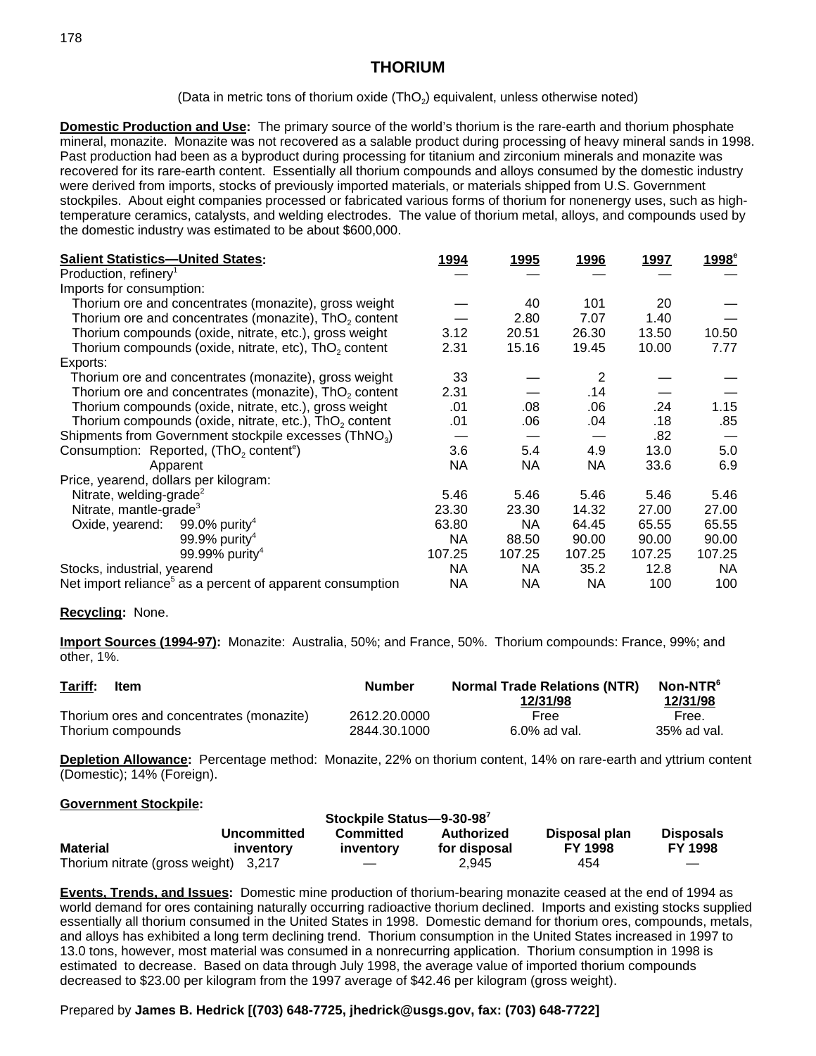# THORIUM

(Data in metric tons of thorium oxide ($ThO_2$) equivalent, unless otherwise noted)

**Domestic Production and Use:** The primary source of the world's thorium is the rare-earth and thorium phosphate mineral, monazite. Monazite was not recovered as a salable product during processing of heavy mineral sands in 1998. Past production had been as a byproduct during processing for titanium and zirconium minerals and monazite was recovered for its rare-earth content. Essentially all thorium compounds and alloys consumed by the domestic industry were derived from imports, stocks of previously imported materials, or materials shipped from U.S. Government stockpiles. About eight companies processed or fabricated various forms of thorium for nonenergy uses, such as high-temperature ceramics, catalysts, and welding electrodes. The value of thorium metal, alloys, and compounds used by the domestic industry was estimated to be about $600,000.

| **Salient Statistics—United States:** | 1994 | 1995 | 1996 | 1997 | 1998[e] |
|---|---|---|---|---|---|
| Production, refinery[1] | — | — | — | — | — |
| Imports for consumption: | | | | | |
| Thorium ore and concentrates (monazite), gross weight | — | 40 | 101 | 20 | — |
| Thorium ore and concentrates (monazite), $ThO_2$ content | — | 2.80 | 7.07 | 1.40 | — |
| Thorium compounds (oxide, nitrate, etc.), gross weight | 3.12 | 20.51 | 26.30 | 13.50 | 10.50 |
| Thorium compounds (oxide, nitrate, etc), $ThO_2$ content | 2.31 | 15.16 | 19.45 | 10.00 | 7.77 |
| Exports: | | | | | |
| Thorium ore and concentrates (monazite), gross weight | 33 | — | 2 | — | — |
| Thorium ore and concentrates (monazite), $ThO_2$ content | 2.31 | — | .14 | — | — |
| Thorium compounds (oxide, nitrate, etc.), gross weight | .01 | .08 | .06 | .24 | 1.15 |
| Thorium compounds (oxide, nitrate, etc.), $ThO_2$ content | .01 | .06 | .04 | .18 | .85 |
| Shipments from Government stockpile excesses ($ThNO_3$) | — | — | — | .82 | — |
| Consumption: Reported, ($ThO_2$ content[e]) | 3.6 | 5.4 | 4.9 | 13.0 | 5.0 |
| Apparent | NA | NA | NA | 33.6 | 6.9 |
| Price, yearend, dollars per kilogram: | | | | | |
| Nitrate, welding-grade[2] | 5.46 | 5.46 | 5.46 | 5.46 | 5.46 |
| Nitrate, mantle-grade[3] | 23.30 | 23.30 | 14.32 | 27.00 | 27.00 |
| Oxide, yearend: 99.0% purity[4] | 63.80 | NA | 64.45 | 65.55 | 65.55 |
| 99.9% purity[4] | NA | 88.50 | 90.00 | 90.00 | 90.00 |
| 99.99% purity[4] | 107.25 | 107.25 | 107.25 | 107.25 | 107.25 |
| Stocks, industrial, yearend | NA | NA | 35.2 | 12.8 | NA |
| Net import reliance[5] as a percent of apparent consumption | NA | NA | NA | 100 | 100 |

**Recycling:** None.

**Import Sources (1994-97):** Monazite: Australia, 50%; and France, 50%. Thorium compounds: France, 99%; and other, 1%.

| **Tariff:** Item | Number | Normal Trade Relations (NTR) 12/31/98 | Non-NTR[6] 12/31/98 |
|---|---|---|---|
| Thorium ores and concentrates (monazite) | 2612.20.0000 | Free | Free. |
| Thorium compounds | 2844.30.1000 | 6.0% ad val. | 35% ad val. |

**Depletion Allowance:** Percentage method: Monazite, 22% on thorium content, 14% on rare-earth and yttrium content (Domestic); 14% (Foreign).

**Government Stockpile:**

Stockpile Status—9-30-98[7]

| Material | Uncommitted inventory | Committed inventory | Authorized for disposal | Disposal plan FY 1998 | Disposals FY 1998 |
|---|---|---|---|---|---|
| Thorium nitrate (gross weight) | 3,217 | — | 2,945 | 454 | — |

**Events, Trends, and Issues:** Domestic mine production of thorium-bearing monazite ceased at the end of 1994 as world demand for ores containing naturally occurring radioactive thorium declined. Imports and existing stocks supplied essentially all thorium consumed in the United States in 1998. Domestic demand for thorium ores, compounds, metals, and alloys has exhibited a long term declining trend. Thorium consumption in the United States increased in 1997 to 13.0 tons, however, most material was consumed in a nonrecurring application. Thorium consumption in 1998 is estimated to decrease. Based on data through July 1998, the average value of imported thorium compounds decreased to $23.00 per kilogram from the 1997 average of $42.46 per kilogram (gross weight).

Prepared by **James B. Hedrick [(703) 648-7725, jhedrick@usgs.gov, fax: (703) 648-7722]**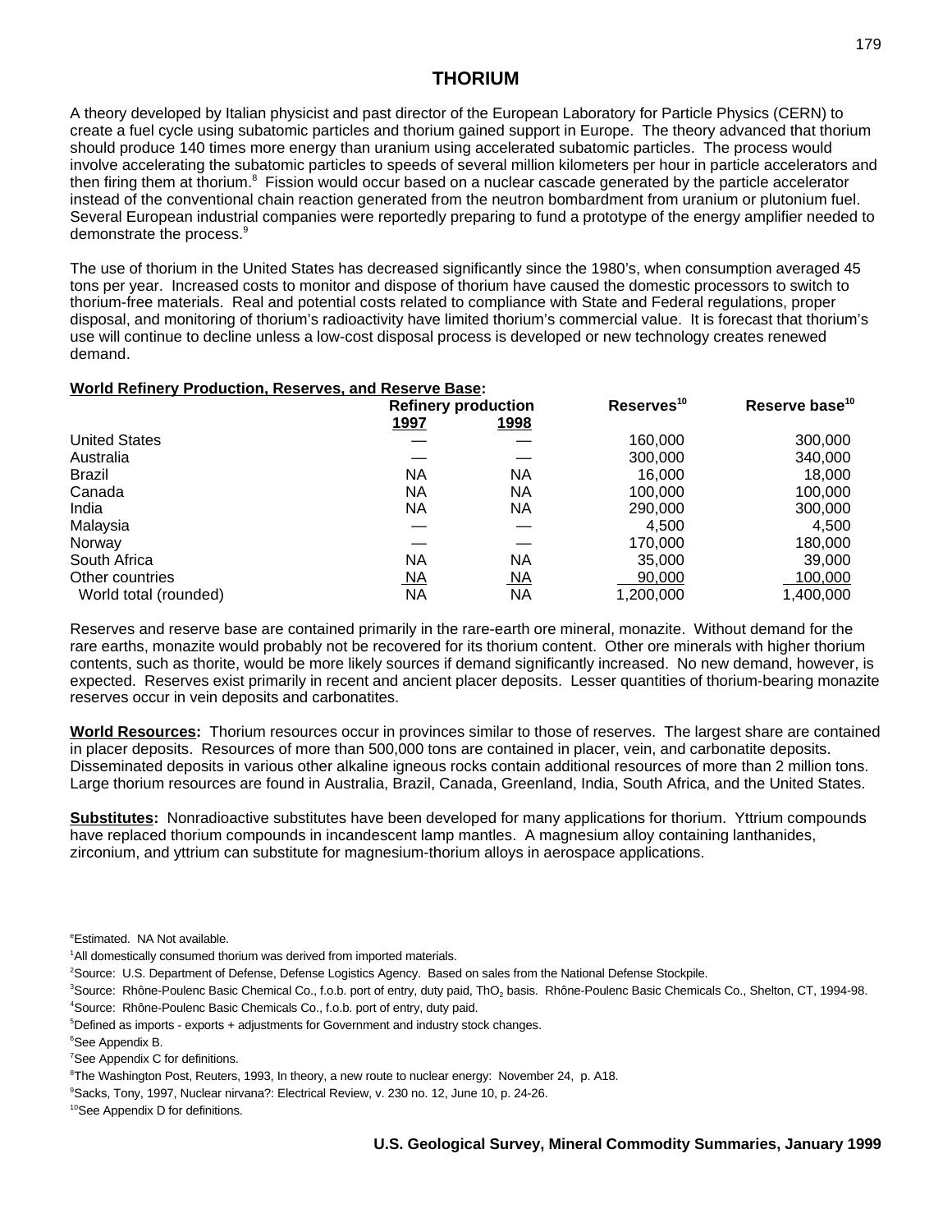# THORIUM

A theory developed by Italian physicist and past director of the European Laboratory for Particle Physics (CERN) to create a fuel cycle using subatomic particles and thorium gained support in Europe. The theory advanced that thorium should produce 140 times more energy than uranium using accelerated subatomic particles. The process would involve accelerating the subatomic particles to speeds of several million kilometers per hour in particle accelerators and then firing them at thorium.[8] Fission would occur based on a nuclear cascade generated by the particle accelerator instead of the conventional chain reaction generated from the neutron bombardment from uranium or plutonium fuel. Several European industrial companies were reportedly preparing to fund a prototype of the energy amplifier needed to demonstrate the process.[9]

The use of thorium in the United States has decreased significantly since the 1980's, when consumption averaged 45 tons per year. Increased costs to monitor and dispose of thorium have caused the domestic processors to switch to thorium-free materials. Real and potential costs related to compliance with State and Federal regulations, proper disposal, and monitoring of thorium's radioactivity have limited thorium's commercial value. It is forecast that thorium's use will continue to decline unless a low-cost disposal process is developed or new technology creates renewed demand.

**World Refinery Production, Reserves, and Reserve Base:**

| | Refinery production | | Reserves[10] | Reserve base[10] |
|---|---|---|---|---|
| | 1997 | 1998 | | |
| United States | — | — | 160,000 | 300,000 |
| Australia | — | — | 300,000 | 340,000 |
| Brazil | NA | NA | 16,000 | 18,000 |
| Canada | NA | NA | 100,000 | 100,000 |
| India | NA | NA | 290,000 | 300,000 |
| Malaysia | — | — | 4,500 | 4,500 |
| Norway | — | — | 170,000 | 180,000 |
| South Africa | NA | NA | 35,000 | 39,000 |
| Other countries | NA | NA | 90,000 | 100,000 |
| World total (rounded) | NA | NA | 1,200,000 | 1,400,000 |

Reserves and reserve base are contained primarily in the rare-earth ore mineral, monazite. Without demand for the rare earths, monazite would probably not be recovered for its thorium content. Other ore minerals with higher thorium contents, such as thorite, would be more likely sources if demand significantly increased. No new demand, however, is expected. Reserves exist primarily in recent and ancient placer deposits. Lesser quantities of thorium-bearing monazite reserves occur in vein deposits and carbonatites.

**World Resources:** Thorium resources occur in provinces similar to those of reserves. The largest share are contained in placer deposits. Resources of more than 500,000 tons are contained in placer, vein, and carbonatite deposits. Disseminated deposits in various other alkaline igneous rocks contain additional resources of more than 2 million tons. Large thorium resources are found in Australia, Brazil, Canada, Greenland, India, South Africa, and the United States.

**Substitutes:** Nonradioactive substitutes have been developed for many applications for thorium. Yttrium compounds have replaced thorium compounds in incandescent lamp mantles. A magnesium alloy containing lanthanides, zirconium, and yttrium can substitute for magnesium-thorium alloys in aerospace applications.

[e]Estimated. NA Not available.
[1]All domestically consumed thorium was derived from imported materials.
[2]Source: U.S. Department of Defense, Defense Logistics Agency. Based on sales from the National Defense Stockpile.
[3]Source: Rhône-Poulenc Basic Chemical Co., f.o.b. port of entry, duty paid, $ThO_2$ basis. Rhône-Poulenc Basic Chemicals Co., Shelton, CT, 1994-98.
[4]Source: Rhône-Poulenc Basic Chemicals Co., f.o.b. port of entry, duty paid.
[5]Defined as imports - exports + adjustments for Government and industry stock changes.
[6]See Appendix B.
[7]See Appendix C for definitions.
[8]The Washington Post, Reuters, 1993, In theory, a new route to nuclear energy: November 24, p. A18.
[9]Sacks, Tony, 1997, Nuclear nirvana?: Electrical Review, v. 230 no. 12, June 10, p. 24-26.
[10]See Appendix D for definitions.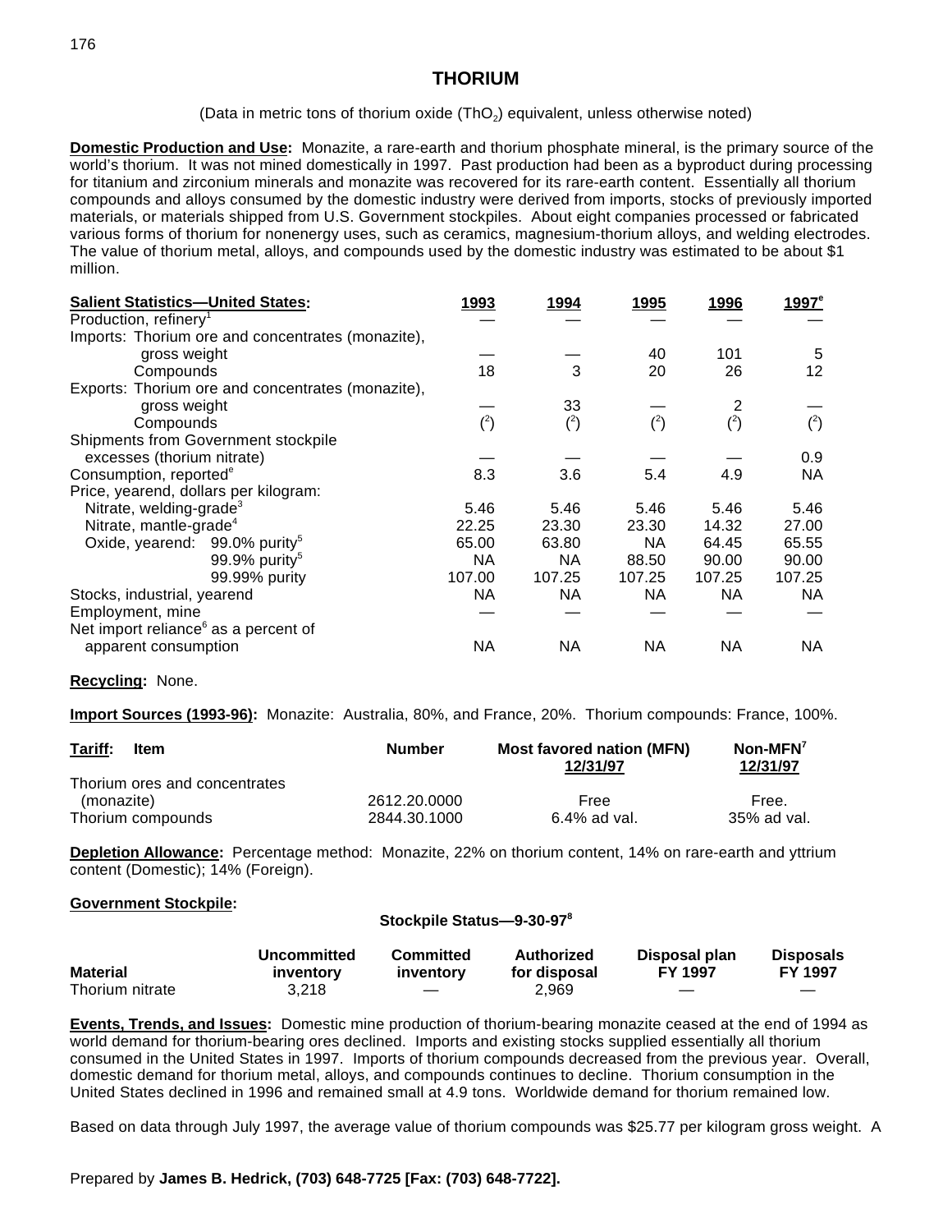# THORIUM

(Data in metric tons of thorium oxide ($ThO_2$) equivalent, unless otherwise noted)

**Domestic Production and Use:** Monazite, a rare-earth and thorium phosphate mineral, is the primary source of the world's thorium. It was not mined domestically in 1997. Past production had been as a byproduct during processing for titanium and zirconium minerals and monazite was recovered for its rare-earth content. Essentially all thorium compounds and alloys consumed by the domestic industry were derived from imports, stocks of previously imported materials, or materials shipped from U.S. Government stockpiles. About eight companies processed or fabricated various forms of thorium for nonenergy uses, such as ceramics, magnesium-thorium alloys, and welding electrodes. The value of thorium metal, alloys, and compounds used by the domestic industry was estimated to be about $1 million.

| Salient Statistics—United States: | 1993 | 1994 | 1995 | 1996 | 1997[e] |
|---|---|---|---|---|---|
| Production, refinery[1] | — | — | — | — | — |
| Imports: Thorium ore and concentrates (monazite), gross weight | — | — | 40 | 101 | 5 |
| Compounds | 18 | 3 | 20 | 26 | 12 |
| Exports: Thorium ore and concentrates (monazite), gross weight | — | 33 | — | 2 | — |
| Compounds | ([2]) | ([2]) | ([2]) | ([2]) | ([2]) |
| Shipments from Government stockpile excesses (thorium nitrate) | — | — | — | — | 0.9 |
| Consumption, reported[e] | 8.3 | 3.6 | 5.4 | 4.9 | NA |
| Price, yearend, dollars per kilogram: | | | | | |
| Nitrate, welding-grade[3] | 5.46 | 5.46 | 5.46 | 5.46 | 5.46 |
| Nitrate, mantle-grade[4] | 22.25 | 23.30 | 23.30 | 14.32 | 27.00 |
| Oxide, yearend: 99.0% purity[5] | 65.00 | 63.80 | NA | 64.45 | 65.55 |
| 99.9% purity[5] | NA | NA | 88.50 | 90.00 | 90.00 |
| 99.99% purity | 107.00 | 107.25 | 107.25 | 107.25 | 107.25 |
| Stocks, industrial, yearend | NA | NA | NA | NA | NA |
| Employment, mine | — | — | — | — | — |
| Net import reliance[6] as a percent of apparent consumption | NA | NA | NA | NA | NA |

**Recycling:** None.

**Import Sources (1993-96):** Monazite: Australia, 80%, and France, 20%. Thorium compounds: France, 100%.

| Tariff: Item | Number | Most favored nation (MFN) 12/31/97 | Non-MFN[7] 12/31/97 |
|---|---|---|---|
| Thorium ores and concentrates (monazite) | 2612.20.0000 | Free | Free. |
| Thorium compounds | 2844.30.1000 | 6.4% ad val. | 35% ad val. |

**Depletion Allowance:** Percentage method: Monazite, 22% on thorium content, 14% on rare-earth and yttrium content (Domestic); 14% (Foreign).

**Government Stockpile:**

**Stockpile Status—9-30-97[8]**

| Material | Uncommitted inventory | Committed inventory | Authorized for disposal | Disposal plan FY 1997 | Disposals FY 1997 |
|---|---|---|---|---|---|
| Thorium nitrate | 3,218 | — | 2,969 | — | — |

**Events, Trends, and Issues:** Domestic mine production of thorium-bearing monazite ceased at the end of 1994 as world demand for thorium-bearing ores declined. Imports and existing stocks supplied essentially all thorium consumed in the United States in 1997. Imports of thorium compounds decreased from the previous year. Overall, domestic demand for thorium metal, alloys, and compounds continues to decline. Thorium consumption in the United States declined in 1996 and remained small at 4.9 tons. Worldwide demand for thorium remained low.

Based on data through July 1997, the average value of thorium compounds was $25.77 per kilogram gross weight. A

Prepared by **James B. Hedrick, (703) 648-7725 [Fax: (703) 648-7722].**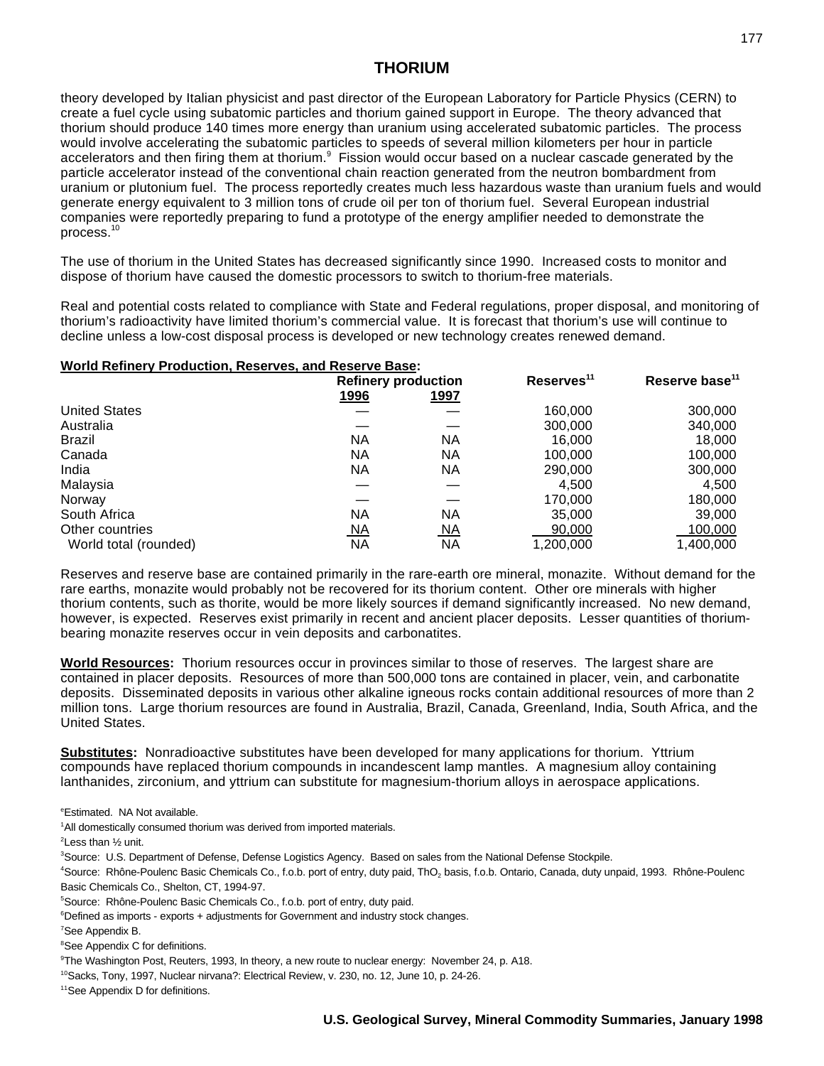# THORIUM

theory developed by Italian physicist and past director of the European Laboratory for Particle Physics (CERN) to create a fuel cycle using subatomic particles and thorium gained support in Europe. The theory advanced that thorium should produce 140 times more energy than uranium using accelerated subatomic particles. The process would involve accelerating the subatomic particles to speeds of several million kilometers per hour in particle accelerators and then firing them at thorium.[9] Fission would occur based on a nuclear cascade generated by the particle accelerator instead of the conventional chain reaction generated from the neutron bombardment from uranium or plutonium fuel. The process reportedly creates much less hazardous waste than uranium fuels and would generate energy equivalent to 3 million tons of crude oil per ton of thorium fuel. Several European industrial companies were reportedly preparing to fund a prototype of the energy amplifier needed to demonstrate the process.[10]

The use of thorium in the United States has decreased significantly since 1990. Increased costs to monitor and dispose of thorium have caused the domestic processors to switch to thorium-free materials.

Real and potential costs related to compliance with State and Federal regulations, proper disposal, and monitoring of thorium's radioactivity have limited thorium's commercial value. It is forecast that thorium's use will continue to decline unless a low-cost disposal process is developed or new technology creates renewed demand.

**World Refinery Production, Reserves, and Reserve Base:**

| | Refinery production | | Reserves[11] | Reserve base[11] |
|---|---|---|---|---|
| | 1996 | 1997 | | |
| United States | — | — | 160,000 | 300,000 |
| Australia | — | — | 300,000 | 340,000 |
| Brazil | NA | NA | 16,000 | 18,000 |
| Canada | NA | NA | 100,000 | 100,000 |
| India | NA | NA | 290,000 | 300,000 |
| Malaysia | — | — | 4,500 | 4,500 |
| Norway | — | — | 170,000 | 180,000 |
| South Africa | NA | NA | 35,000 | 39,000 |
| Other countries | NA | NA | 90,000 | 100,000 |
| World total (rounded) | NA | NA | 1,200,000 | 1,400,000 |

Reserves and reserve base are contained primarily in the rare-earth ore mineral, monazite. Without demand for the rare earths, monazite would probably not be recovered for its thorium content. Other ore minerals with higher thorium contents, such as thorite, would be more likely sources if demand significantly increased. No new demand, however, is expected. Reserves exist primarily in recent and ancient placer deposits. Lesser quantities of thorium-bearing monazite reserves occur in vein deposits and carbonatites.

**World Resources:** Thorium resources occur in provinces similar to those of reserves. The largest share are contained in placer deposits. Resources of more than 500,000 tons are contained in placer, vein, and carbonatite deposits. Disseminated deposits in various other alkaline igneous rocks contain additional resources of more than 2 million tons. Large thorium resources are found in Australia, Brazil, Canada, Greenland, India, South Africa, and the United States.

**Substitutes:** Nonradioactive substitutes have been developed for many applications for thorium. Yttrium compounds have replaced thorium compounds in incandescent lamp mantles. A magnesium alloy containing lanthanides, zirconium, and yttrium can substitute for magnesium-thorium alloys in aerospace applications.

[e]Estimated. NA Not available.
[1]All domestically consumed thorium was derived from imported materials.
[2]Less than ½ unit.
[3]Source: U.S. Department of Defense, Defense Logistics Agency. Based on sales from the National Defense Stockpile.
[4]Source: Rhône-Poulenc Basic Chemicals Co., f.o.b. port of entry, duty paid, $ThO_2$ basis, f.o.b. Ontario, Canada, duty unpaid, 1993. Rhône-Poulenc Basic Chemicals Co., Shelton, CT, 1994-97.
[5]Source: Rhône-Poulenc Basic Chemicals Co., f.o.b. port of entry, duty paid.
[6]Defined as imports - exports + adjustments for Government and industry stock changes.
[7]See Appendix B.
[8]See Appendix C for definitions.
[9]The Washington Post, Reuters, 1993, In theory, a new route to nuclear energy: November 24, p. A18.
[10]Sacks, Tony, 1997, Nuclear nirvana?: Electrical Review, v. 230, no. 12, June 10, p. 24-26.
[11]See Appendix D for definitions.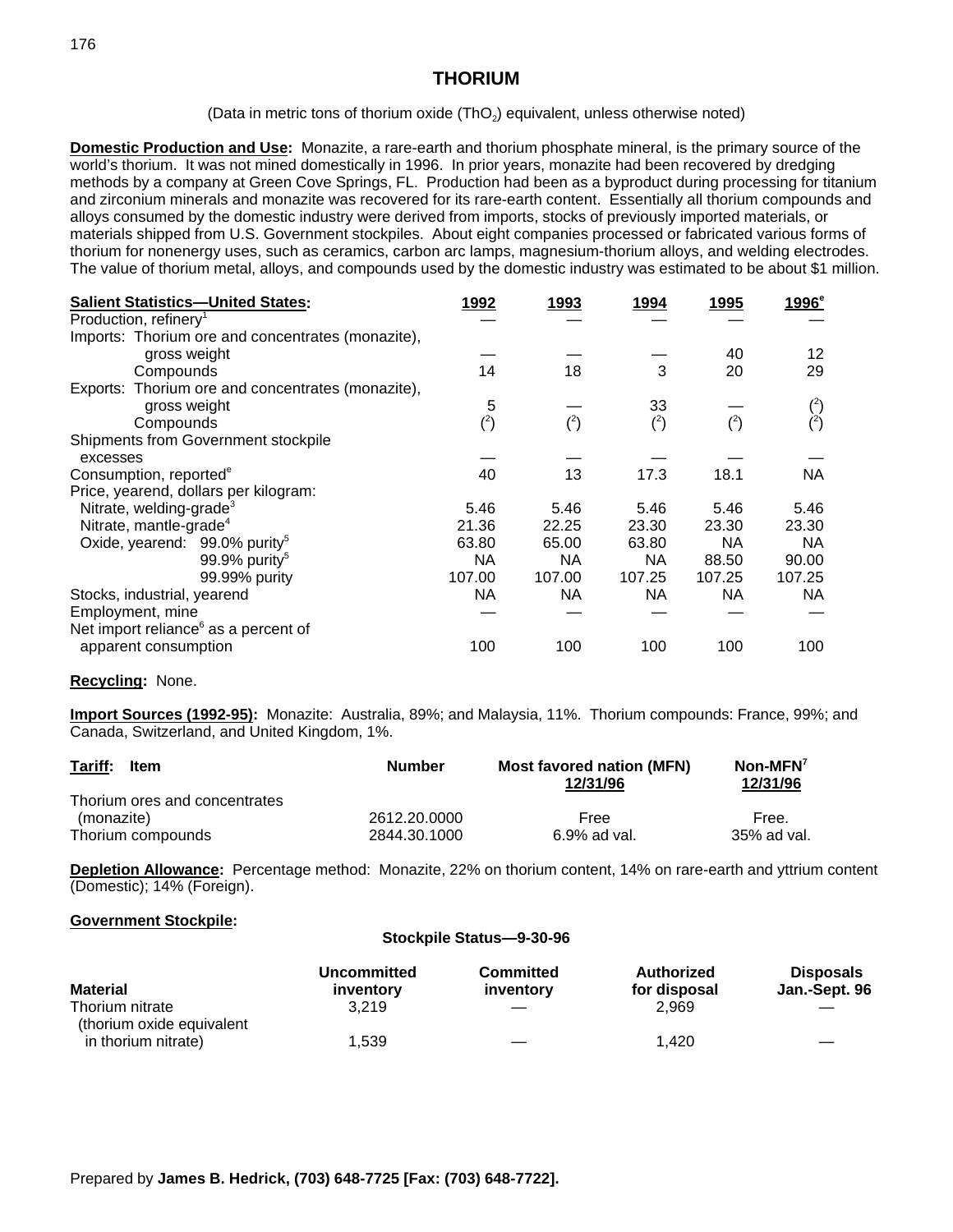# THORIUM

(Data in metric tons of thorium oxide ($ThO_2$) equivalent, unless otherwise noted)

**Domestic Production and Use:** Monazite, a rare-earth and thorium phosphate mineral, is the primary source of the world's thorium. It was not mined domestically in 1996. In prior years, monazite had been recovered by dredging methods by a company at Green Cove Springs, FL. Production had been as a byproduct during processing for titanium and zirconium minerals and monazite was recovered for its rare-earth content. Essentially all thorium compounds and alloys consumed by the domestic industry were derived from imports, stocks of previously imported materials, or materials shipped from U.S. Government stockpiles. About eight companies processed or fabricated various forms of thorium for nonenergy uses, such as ceramics, carbon arc lamps, magnesium-thorium alloys, and welding electrodes. The value of thorium metal, alloys, and compounds used by the domestic industry was estimated to be about $1 million.

| **Salient Statistics—United States:** | 1992 | 1993 | 1994 | 1995 | 1996[e] |
|---|---|---|---|---|---|
| Production, refinery[1] | — | — | — | — | — |
| Imports: Thorium ore and concentrates (monazite), gross weight | — | — | — | 40 | 12 |
| Compounds | 14 | 18 | 3 | 20 | 29 |
| Exports: Thorium ore and concentrates (monazite), gross weight | 5 | — | 33 | — | ([2]) |
| Compounds | ([2]) | ([2]) | ([2]) | ([2]) | ([2]) |
| Shipments from Government stockpile excesses | — | — | — | — | — |
| Consumption, reported[e] | 40 | 13 | 17.3 | 18.1 | NA |
| Price, yearend, dollars per kilogram: | | | | | |
| Nitrate, welding-grade[3] | 5.46 | 5.46 | 5.46 | 5.46 | 5.46 |
| Nitrate, mantle-grade[4] | 21.36 | 22.25 | 23.30 | 23.30 | 23.30 |
| Oxide, yearend: 99.0% purity[5] | 63.80 | 65.00 | 63.80 | NA | NA |
| 99.9% purity[5] | NA | NA | NA | 88.50 | 90.00 |
| 99.99% purity | 107.00 | 107.00 | 107.25 | 107.25 | 107.25 |
| Stocks, industrial, yearend | NA | NA | NA | NA | NA |
| Employment, mine | — | — | — | — | — |
| Net import reliance[6] as a percent of apparent consumption | 100 | 100 | 100 | 100 | 100 |

**Recycling:** None.

**Import Sources (1992-95):** Monazite: Australia, 89%; and Malaysia, 11%. Thorium compounds: France, 99%; and Canada, Switzerland, and United Kingdom, 1%.

| **Tariff:** Item | Number | Most favored nation (MFN) 12/31/96 | Non-MFN[7] 12/31/96 |
|---|---|---|---|
| Thorium ores and concentrates (monazite) | 2612.20.0000 | Free | Free. |
| Thorium compounds | 2844.30.1000 | 6.9% ad val. | 35% ad val. |

**Depletion Allowance:** Percentage method: Monazite, 22% on thorium content, 14% on rare-earth and yttrium content (Domestic); 14% (Foreign).

**Government Stockpile:**

**Stockpile Status—9-30-96**

| Material | Uncommitted inventory | Committed inventory | Authorized for disposal | Disposals Jan.-Sept. 96 |
|---|---|---|---|---|
| Thorium nitrate | 3,219 | — | 2,969 | — |
| (thorium oxide equivalent in thorium nitrate) | 1,539 | — | 1,420 | — |

Prepared by **James B. Hedrick, (703) 648-7725 [Fax: (703) 648-7722].**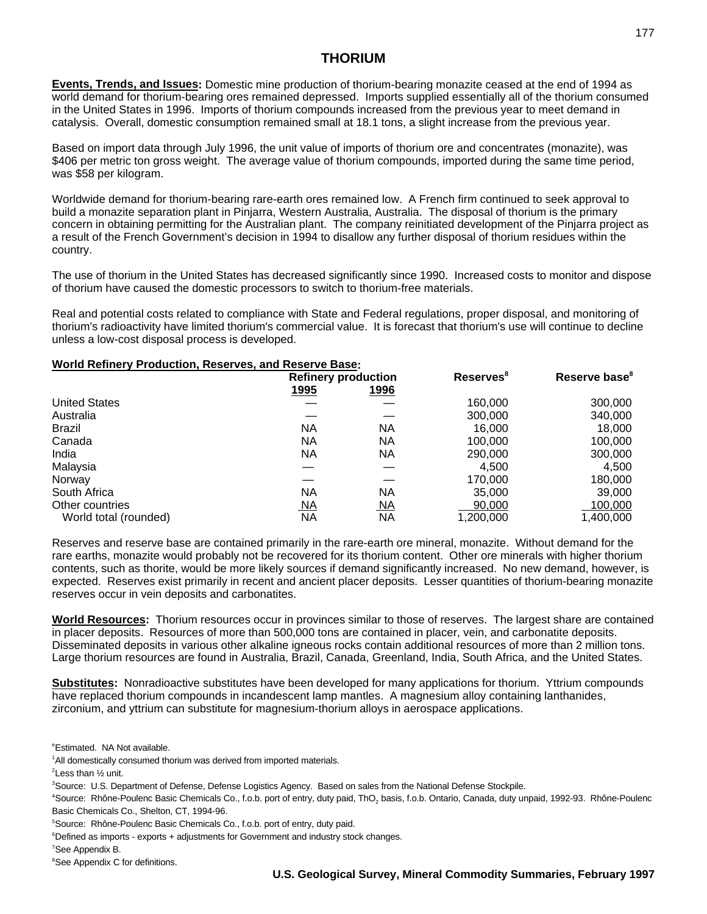# THORIUM

**Events, Trends, and Issues:** Domestic mine production of thorium-bearing monazite ceased at the end of 1994 as world demand for thorium-bearing ores remained depressed. Imports supplied essentially all of the thorium consumed in the United States in 1996. Imports of thorium compounds increased from the previous year to meet demand in catalysis. Overall, domestic consumption remained small at 18.1 tons, a slight increase from the previous year.

Based on import data through July 1996, the unit value of imports of thorium ore and concentrates (monazite), was $406 per metric ton gross weight. The average value of thorium compounds, imported during the same time period, was $58 per kilogram.

Worldwide demand for thorium-bearing rare-earth ores remained low. A French firm continued to seek approval to build a monazite separation plant in Pinjarra, Western Australia, Australia. The disposal of thorium is the primary concern in obtaining permitting for the Australian plant. The company reinitiated development of the Pinjarra project as a result of the French Government's decision in 1994 to disallow any further disposal of thorium residues within the country.

The use of thorium in the United States has decreased significantly since 1990. Increased costs to monitor and dispose of thorium have caused the domestic processors to switch to thorium-free materials.

Real and potential costs related to compliance with State and Federal regulations, proper disposal, and monitoring of thorium's radioactivity have limited thorium's commercial value. It is forecast that thorium's use will continue to decline unless a low-cost disposal process is developed.

**World Refinery Production, Reserves, and Reserve Base:**

| | Refinery production | | Reserves[8] | Reserve base[8] |
|---|---|---|---|---|
| | 1995 | 1996 | | |
| United States | — | — | 160,000 | 300,000 |
| Australia | — | — | 300,000 | 340,000 |
| Brazil | NA | NA | 16,000 | 18,000 |
| Canada | NA | NA | 100,000 | 100,000 |
| India | NA | NA | 290,000 | 300,000 |
| Malaysia | — | — | 4,500 | 4,500 |
| Norway | — | — | 170,000 | 180,000 |
| South Africa | NA | NA | 35,000 | 39,000 |
| Other countries | NA | NA | 90,000 | 100,000 |
| World total (rounded) | NA | NA | 1,200,000 | 1,400,000 |

Reserves and reserve base are contained primarily in the rare-earth ore mineral, monazite. Without demand for the rare earths, monazite would probably not be recovered for its thorium content. Other ore minerals with higher thorium contents, such as thorite, would be more likely sources if demand significantly increased. No new demand, however, is expected. Reserves exist primarily in recent and ancient placer deposits. Lesser quantities of thorium-bearing monazite reserves occur in vein deposits and carbonatites.

**World Resources:** Thorium resources occur in provinces similar to those of reserves. The largest share are contained in placer deposits. Resources of more than 500,000 tons are contained in placer, vein, and carbonatite deposits. Disseminated deposits in various other alkaline igneous rocks contain additional resources of more than 2 million tons. Large thorium resources are found in Australia, Brazil, Canada, Greenland, India, South Africa, and the United States.

**Substitutes:** Nonradioactive substitutes have been developed for many applications for thorium. Yttrium compounds have replaced thorium compounds in incandescent lamp mantles. A magnesium alloy containing lanthanides, zirconium, and yttrium can substitute for magnesium-thorium alloys in aerospace applications.

[e]Estimated. NA Not available.
[1]All domestically consumed thorium was derived from imported materials.
[2]Less than ½ unit.
[3]Source: U.S. Department of Defense, Defense Logistics Agency. Based on sales from the National Defense Stockpile.
[4]Source: Rhône-Poulenc Basic Chemicals Co., f.o.b. port of entry, duty paid, $ThO_2$ basis, f.o.b. Ontario, Canada, duty unpaid, 1992-93. Rhône-Poulenc Basic Chemicals Co., Shelton, CT, 1994-96.
[5]Source: Rhône-Poulenc Basic Chemicals Co., f.o.b. port of entry, duty paid.
[6]Defined as imports - exports + adjustments for Government and industry stock changes.
[7]See Appendix B.
[8]See Appendix C for definitions.